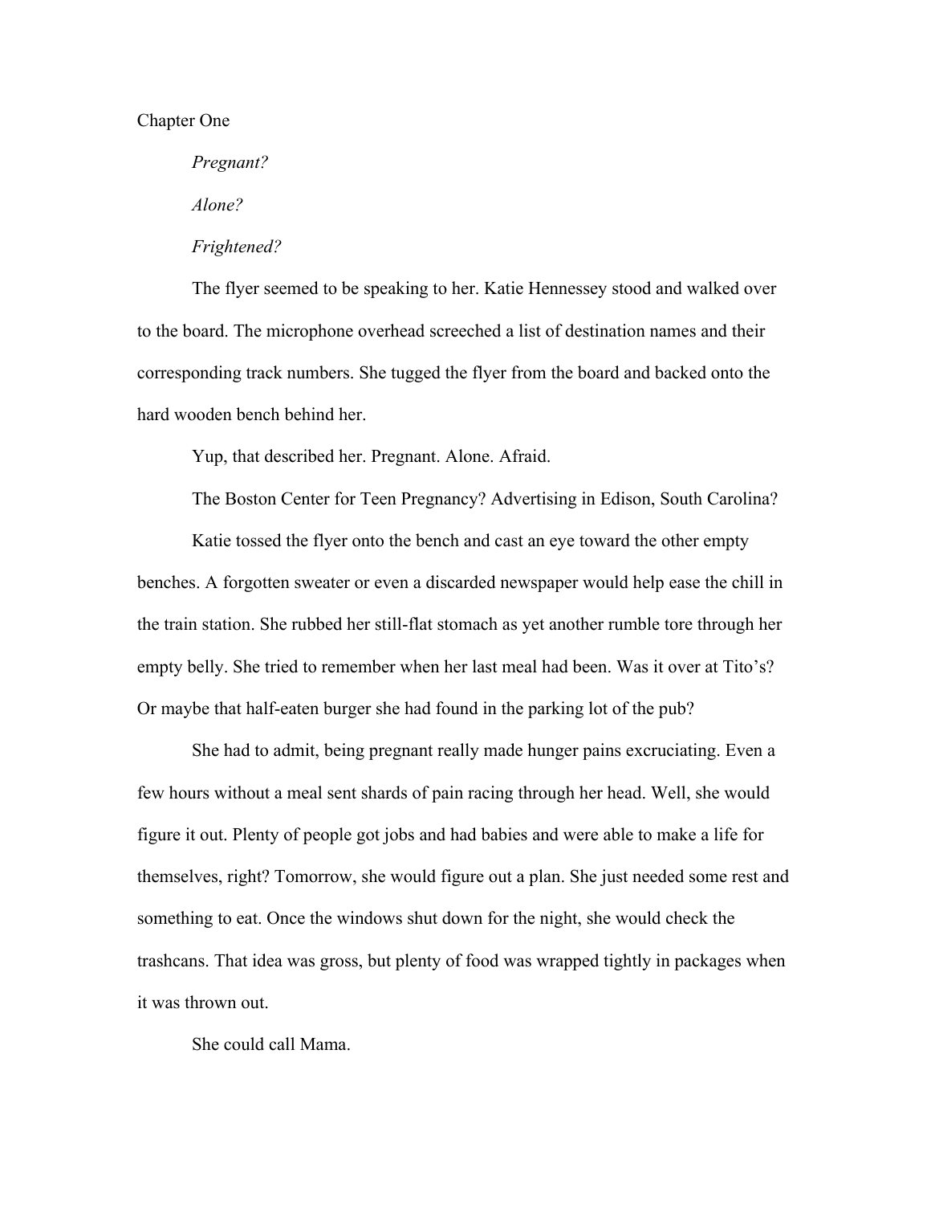# Chapter One

*Pregnant?*

*Alone?*

*Frightened?*

The flyer seemed to be speaking to her. Katie Hennessey stood and walked over to the board. The microphone overhead screeched a list of destination names and their corresponding track numbers. She tugged the flyer from the board and backed onto the hard wooden bench behind her.

Yup, that described her. Pregnant. Alone. Afraid.

The Boston Center for Teen Pregnancy? Advertising in Edison, South Carolina?

Katie tossed the flyer onto the bench and cast an eye toward the other empty benches. A forgotten sweater or even a discarded newspaper would help ease the chill in the train station. She rubbed her still-flat stomach as yet another rumble tore through her empty belly. She tried to remember when her last meal had been. Was it over at Tito's? Or maybe that half-eaten burger she had found in the parking lot of the pub?

She had to admit, being pregnant really made hunger pains excruciating. Even a few hours without a meal sent shards of pain racing through her head. Well, she would figure it out. Plenty of people got jobs and had babies and were able to make a life for themselves, right? Tomorrow, she would figure out a plan. She just needed some rest and something to eat. Once the windows shut down for the night, she would check the trashcans. That idea was gross, but plenty of food was wrapped tightly in packages when it was thrown out.

She could call Mama.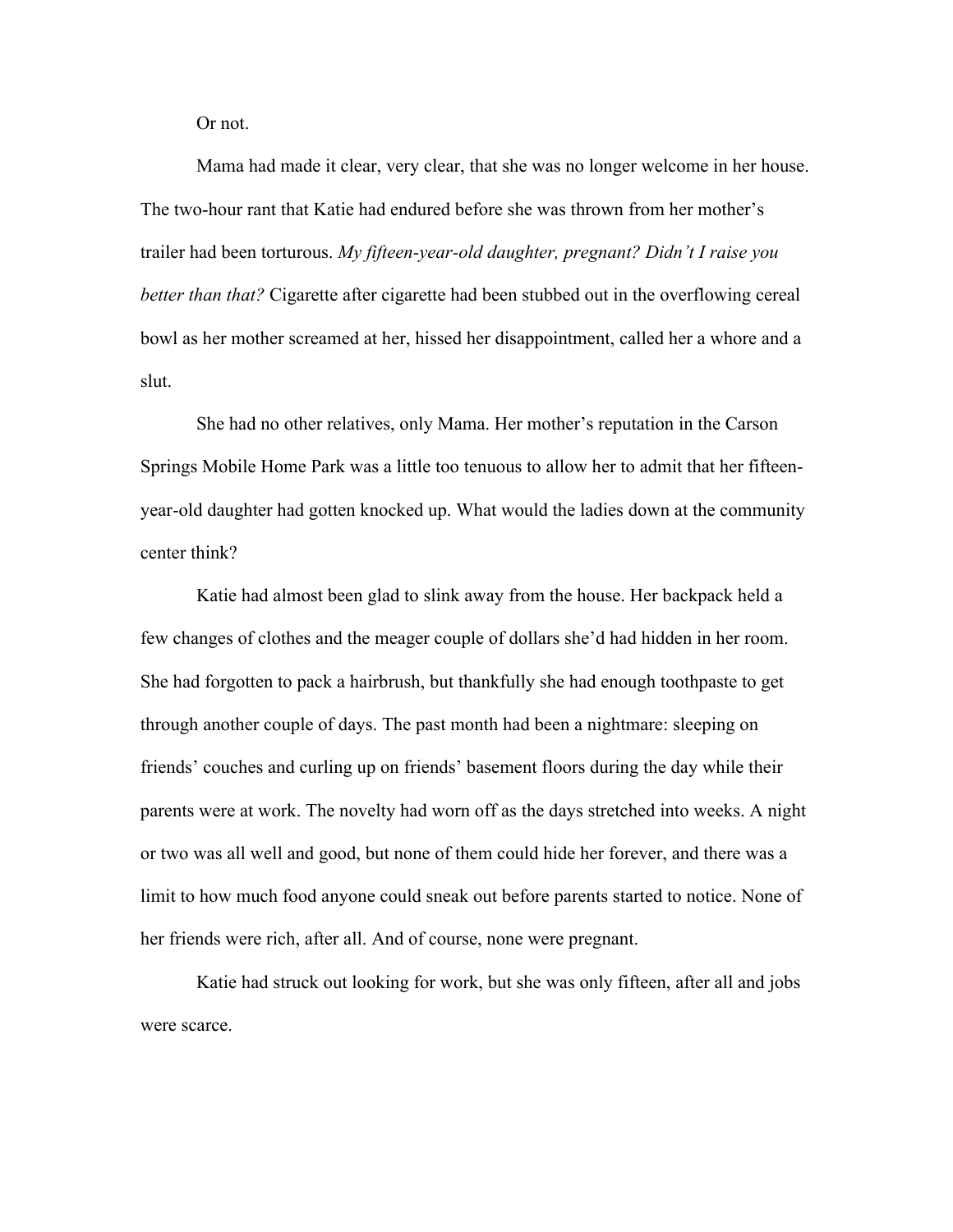Or not.

Mama had made it clear, very clear, that she was no longer welcome in her house. The two-hour rant that Katie had endured before she was thrown from her mother's trailer had been torturous. *My fifteen-year-old daughter, pregnant? Didn't I raise you better than that?* Cigarette after cigarette had been stubbed out in the overflowing cereal bowl as her mother screamed at her, hissed her disappointment, called her a whore and a slut.

She had no other relatives, only Mama. Her mother's reputation in the Carson Springs Mobile Home Park was a little too tenuous to allow her to admit that her fifteen-year-old daughter had gotten knocked up. What would the ladies down at the community center think?

Katie had almost been glad to slink away from the house. Her backpack held a few changes of clothes and the meager couple of dollars she'd had hidden in her room. She had forgotten to pack a hairbrush, but thankfully she had enough toothpaste to get through another couple of days. The past month had been a nightmare: sleeping on friends' couches and curling up on friends' basement floors during the day while their parents were at work. The novelty had worn off as the days stretched into weeks. A night or two was all well and good, but none of them could hide her forever, and there was a limit to how much food anyone could sneak out before parents started to notice. None of her friends were rich, after all. And of course, none were pregnant.

Katie had struck out looking for work, but she was only fifteen, after all and jobs were scarce.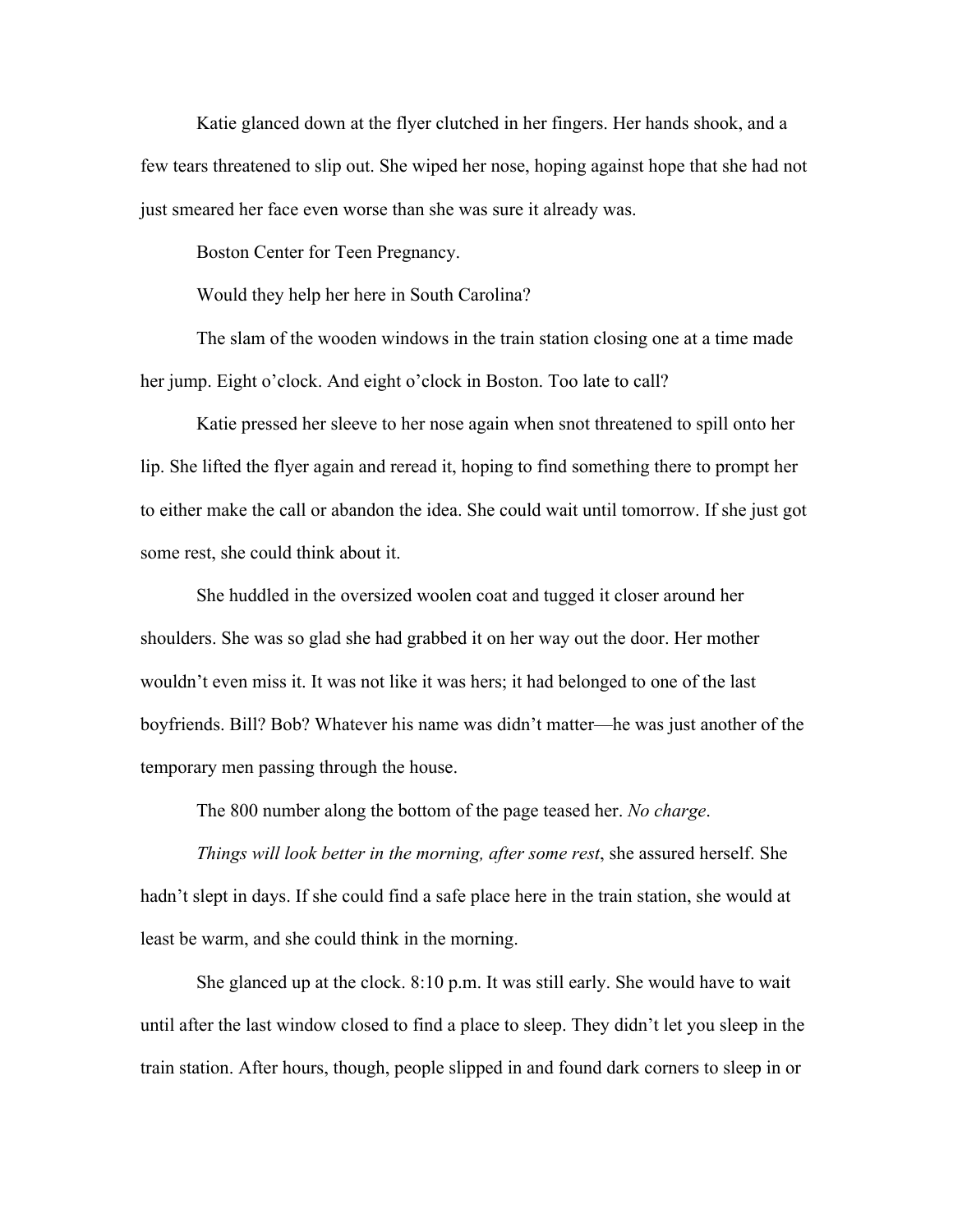Katie glanced down at the flyer clutched in her fingers. Her hands shook, and a few tears threatened to slip out. She wiped her nose, hoping against hope that she had not just smeared her face even worse than she was sure it already was.

Boston Center for Teen Pregnancy.

Would they help her here in South Carolina?

The slam of the wooden windows in the train station closing one at a time made her jump. Eight o'clock. And eight o'clock in Boston. Too late to call?

Katie pressed her sleeve to her nose again when snot threatened to spill onto her lip. She lifted the flyer again and reread it, hoping to find something there to prompt her to either make the call or abandon the idea. She could wait until tomorrow. If she just got some rest, she could think about it.

She huddled in the oversized woolen coat and tugged it closer around her shoulders. She was so glad she had grabbed it on her way out the door. Her mother wouldn't even miss it. It was not like it was hers; it had belonged to one of the last boyfriends. Bill? Bob? Whatever his name was didn't matter—he was just another of the temporary men passing through the house.

The 800 number along the bottom of the page teased her. *No charge*.

*Things will look better in the morning, after some rest*, she assured herself. She hadn't slept in days. If she could find a safe place here in the train station, she would at least be warm, and she could think in the morning.

She glanced up at the clock. 8:10 p.m. It was still early. She would have to wait until after the last window closed to find a place to sleep. They didn't let you sleep in the train station. After hours, though, people slipped in and found dark corners to sleep in or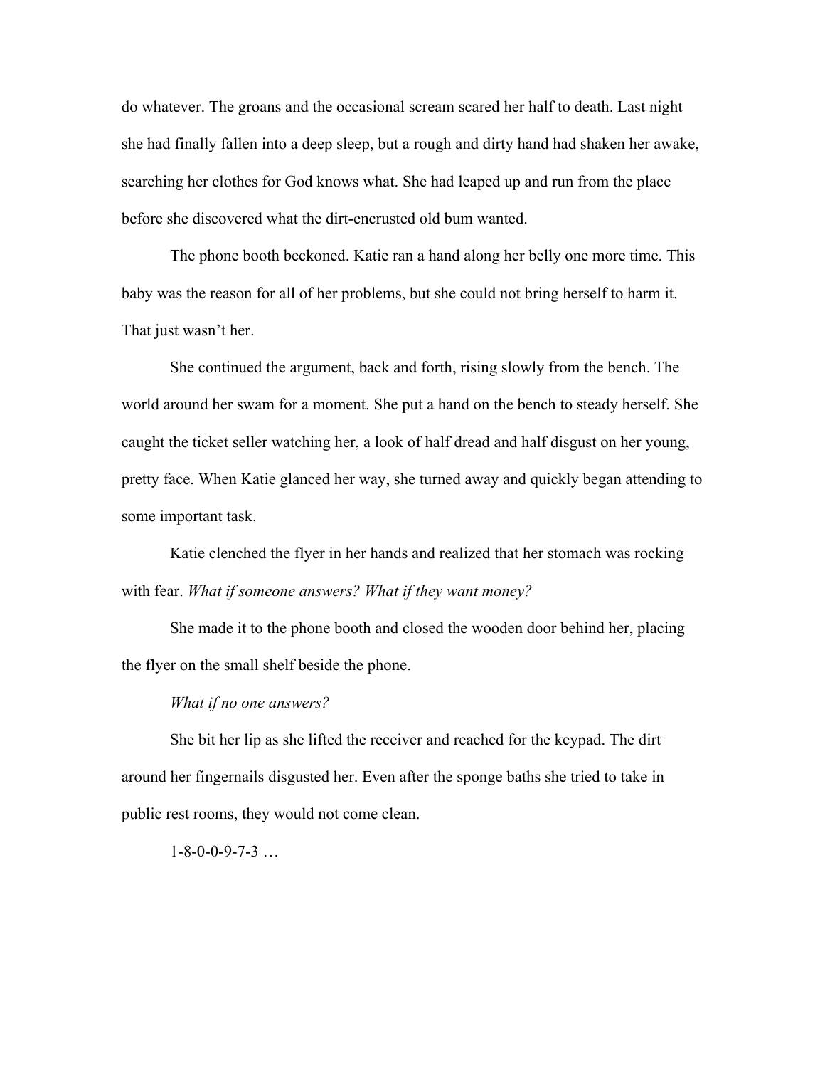do whatever. The groans and the occasional scream scared her half to death. Last night she had finally fallen into a deep sleep, but a rough and dirty hand had shaken her awake, searching her clothes for God knows what. She had leaped up and run from the place before she discovered what the dirt-encrusted old bum wanted.

The phone booth beckoned. Katie ran a hand along her belly one more time. This baby was the reason for all of her problems, but she could not bring herself to harm it. That just wasn't her.

She continued the argument, back and forth, rising slowly from the bench. The world around her swam for a moment. She put a hand on the bench to steady herself. She caught the ticket seller watching her, a look of half dread and half disgust on her young, pretty face. When Katie glanced her way, she turned away and quickly began attending to some important task.

Katie clenched the flyer in her hands and realized that her stomach was rocking with fear. *What if someone answers? What if they want money?*

She made it to the phone booth and closed the wooden door behind her, placing the flyer on the small shelf beside the phone.

*What if no one answers?*

She bit her lip as she lifted the receiver and reached for the keypad. The dirt around her fingernails disgusted her. Even after the sponge baths she tried to take in public rest rooms, they would not come clean.

1-8-0-0-9-7-3 …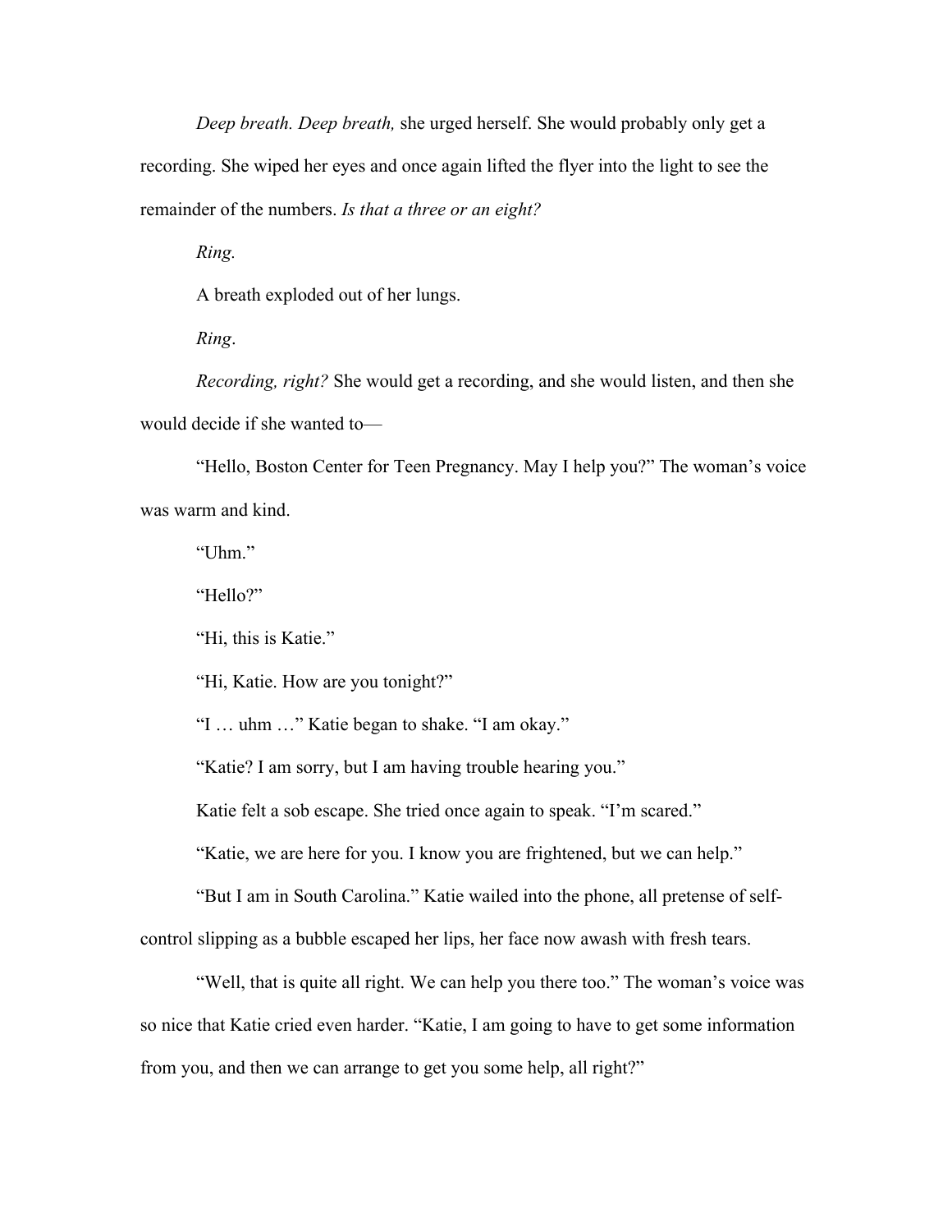*Deep breath. Deep breath,* she urged herself. She would probably only get a recording. She wiped her eyes and once again lifted the flyer into the light to see the remainder of the numbers. *Is that a three or an eight?*

*Ring.*

A breath exploded out of her lungs.

*Ring*.

*Recording, right?* She would get a recording, and she would listen, and then she would decide if she wanted to—

"Hello, Boston Center for Teen Pregnancy. May I help you?" The woman's voice was warm and kind.

"Uhm."

"Hello?"

"Hi, this is Katie."

"Hi, Katie. How are you tonight?"

"I … uhm …" Katie began to shake. "I am okay."

"Katie? I am sorry, but I am having trouble hearing you."

Katie felt a sob escape. She tried once again to speak. "I'm scared."

"Katie, we are here for you. I know you are frightened, but we can help."

"But I am in South Carolina." Katie wailed into the phone, all pretense of self-control slipping as a bubble escaped her lips, her face now awash with fresh tears.

"Well, that is quite all right. We can help you there too." The woman's voice was so nice that Katie cried even harder. "Katie, I am going to have to get some information from you, and then we can arrange to get you some help, all right?"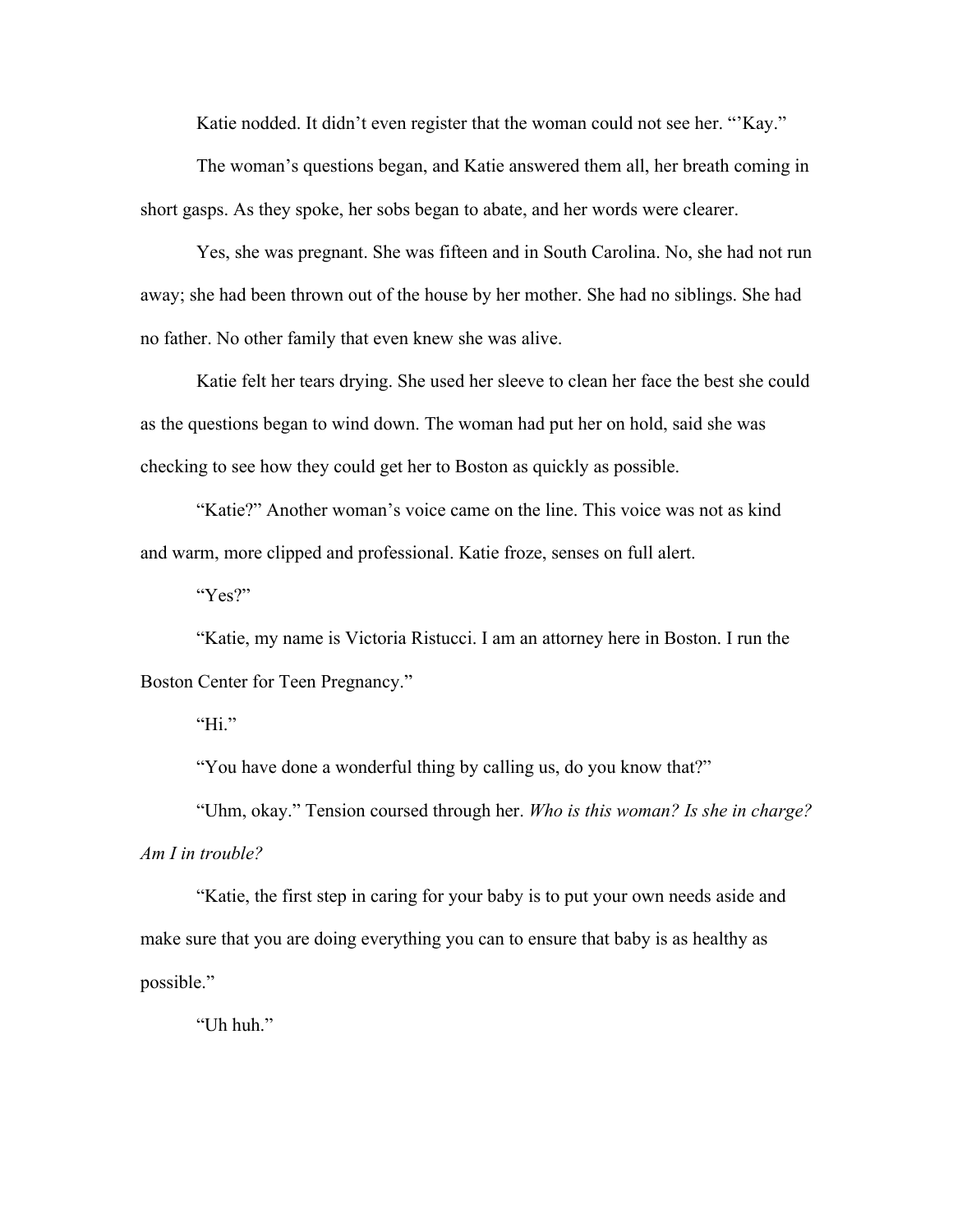Katie nodded. It didn't even register that the woman could not see her. "'Kay."

The woman's questions began, and Katie answered them all, her breath coming in short gasps. As they spoke, her sobs began to abate, and her words were clearer.

Yes, she was pregnant. She was fifteen and in South Carolina. No, she had not run away; she had been thrown out of the house by her mother. She had no siblings. She had no father. No other family that even knew she was alive.

Katie felt her tears drying. She used her sleeve to clean her face the best she could as the questions began to wind down. The woman had put her on hold, said she was checking to see how they could get her to Boston as quickly as possible.

"Katie?" Another woman's voice came on the line. This voice was not as kind and warm, more clipped and professional. Katie froze, senses on full alert.

"Yes?"

"Katie, my name is Victoria Ristucci. I am an attorney here in Boston. I run the Boston Center for Teen Pregnancy."

"Hi."

"You have done a wonderful thing by calling us, do you know that?"

"Uhm, okay." Tension coursed through her. *Who is this woman? Is she in charge? Am I in trouble?*

"Katie, the first step in caring for your baby is to put your own needs aside and make sure that you are doing everything you can to ensure that baby is as healthy as possible."

"Uh huh."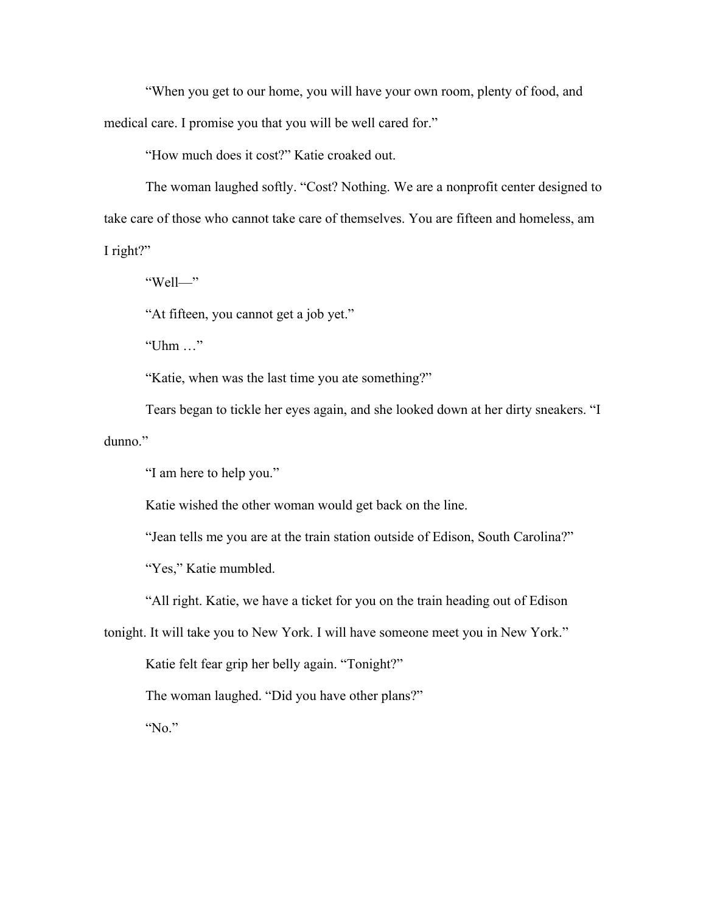"When you get to our home, you will have your own room, plenty of food, and medical care. I promise you that you will be well cared for."

"How much does it cost?" Katie croaked out.

The woman laughed softly. "Cost? Nothing. We are a nonprofit center designed to take care of those who cannot take care of themselves. You are fifteen and homeless, am I right?"

"Well—"

"At fifteen, you cannot get a job yet."

"Uhm …"

"Katie, when was the last time you ate something?"

Tears began to tickle her eyes again, and she looked down at her dirty sneakers. "I dunno."

"I am here to help you."

Katie wished the other woman would get back on the line.

"Jean tells me you are at the train station outside of Edison, South Carolina?"

"Yes," Katie mumbled.

"All right. Katie, we have a ticket for you on the train heading out of Edison tonight. It will take you to New York. I will have someone meet you in New York."

Katie felt fear grip her belly again. "Tonight?"

The woman laughed. "Did you have other plans?"

"No."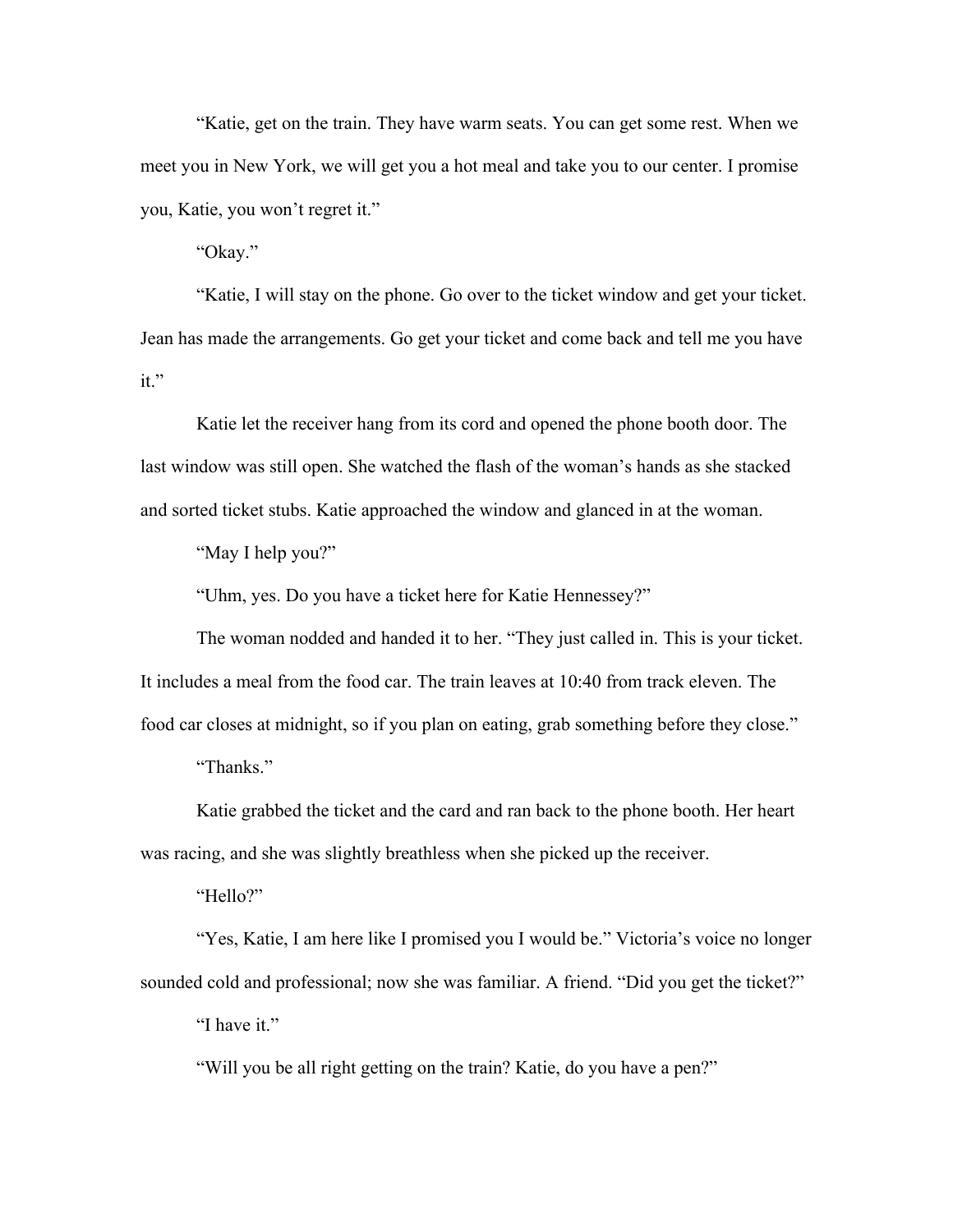"Katie, get on the train. They have warm seats. You can get some rest. When we meet you in New York, we will get you a hot meal and take you to our center. I promise you, Katie, you won't regret it."

"Okay."

"Katie, I will stay on the phone. Go over to the ticket window and get your ticket. Jean has made the arrangements. Go get your ticket and come back and tell me you have it."

Katie let the receiver hang from its cord and opened the phone booth door. The last window was still open. She watched the flash of the woman's hands as she stacked and sorted ticket stubs. Katie approached the window and glanced in at the woman.

"May I help you?"

"Uhm, yes. Do you have a ticket here for Katie Hennessey?"

The woman nodded and handed it to her. "They just called in. This is your ticket. It includes a meal from the food car. The train leaves at 10:40 from track eleven. The food car closes at midnight, so if you plan on eating, grab something before they close."

"Thanks."

Katie grabbed the ticket and the card and ran back to the phone booth. Her heart was racing, and she was slightly breathless when she picked up the receiver.

"Hello?"

"Yes, Katie, I am here like I promised you I would be." Victoria's voice no longer sounded cold and professional; now she was familiar. A friend. "Did you get the ticket?"

"I have it."

"Will you be all right getting on the train? Katie, do you have a pen?"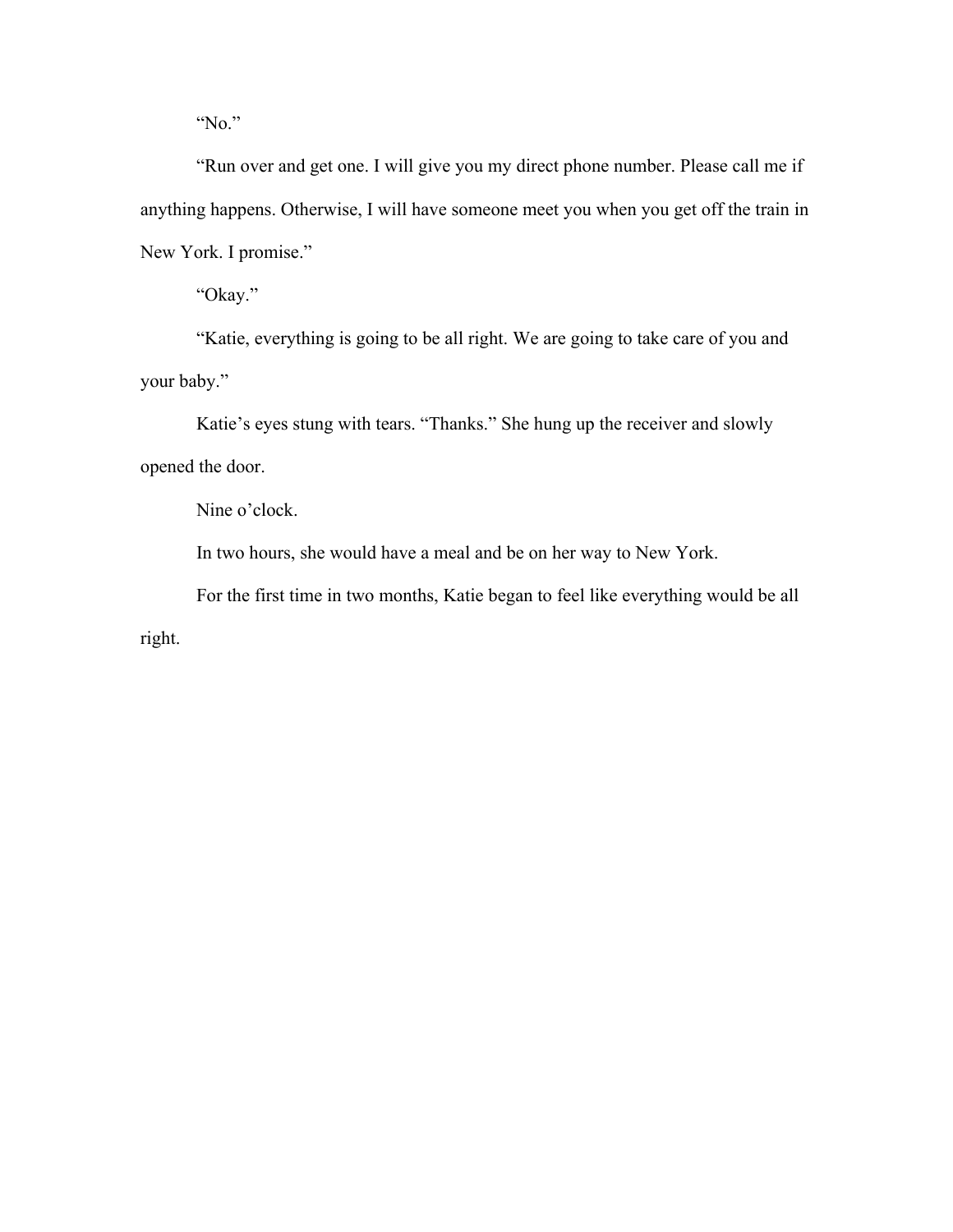"No."

"Run over and get one. I will give you my direct phone number. Please call me if anything happens. Otherwise, I will have someone meet you when you get off the train in New York. I promise."

"Okay."

"Katie, everything is going to be all right. We are going to take care of you and your baby."

Katie's eyes stung with tears. "Thanks." She hung up the receiver and slowly opened the door.

Nine o'clock.

In two hours, she would have a meal and be on her way to New York.

For the first time in two months, Katie began to feel like everything would be all right.